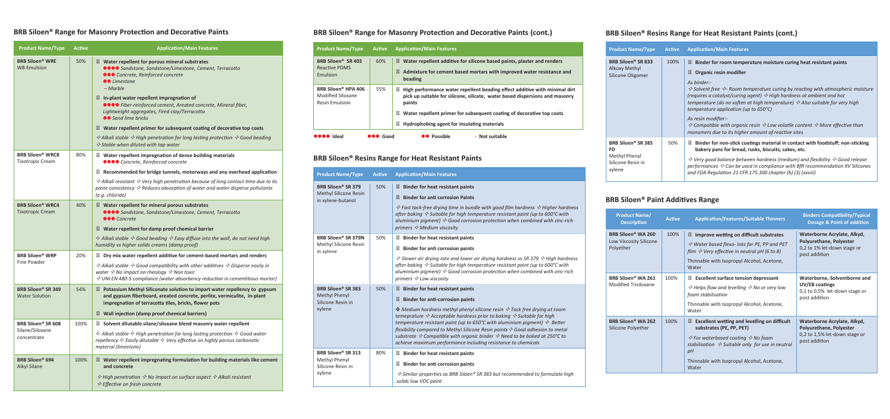## BRB Siloen® Range for Masonry Protection and Decorative Paints

| Product Name/Type | Active | Application/Main Features |
|---|---|---|
| **BRB Siloen® WRE**<br>WB Emulsion | 50% | ☒ **Water repellent for porous mineral substrates**<br>●●●● *Sandstone, Sandstone/Limestone, Cement, Terracotta*<br>●●● *Concrete, Reinforced concrete*<br>●● *Limestone*<br>*– Marble*<br>☒ **In-plant water repellent impregnation of**<br>●●●● *Fiber-reinforced cement, Areated concrete, Mineral fiber, Lightweight aggregates, Fired clay/Terracotta*<br>●● *Sand lime bricks*<br>☒ **Water repellent primer for subsequent coating of decorative top coats**<br>*✧ Alkali stable ✧ High penetration for long lasting protection ✧ Good beading ✧ Stable when diluted with tap water* |
| **BRB Siloen® WRC8**<br>Tixotropic Cream | 80% | ☒ **Water repellent impregnation of dense building materials**<br>●●●● *Concrete, Reinforced concrete*<br>☒ **Recommended for bridge tunnels, motorways and any overhead application**<br>*✧ Alkali resistant ✧ Very high penetration because of long contact time due to its paste consistency ✧ Reduces absorption of water and water disperse pollutants (e.g. chloride)* |
| **BRB Siloen® WRC4**<br>Tixotropic Cream | 40% | ☒ **Water repellent for mineral porous substrates**<br>●●●● *Sandstone, Sandstone/Limestone, Cement, Terracotta*<br>●●● *Concrete*<br>☒ **Water repellent for damp proof chemical barrier**<br>*✧ Alkali stable ✧ Good beading ✧ Easy diffuse into the wall, do not need high humidity vs higher solids creams (damp proof)* |
| **BRB Siloen® WRP**<br>Fine Powder | 20% | ☒ **Dry mix water repellent additive for cement-based mortars and renders**<br>*✧ Alkali stable ✧ Good compatibility with other additives ✧ Disperse easily in water ✧ No impact on rheology ✧ Non toxic*<br>*✧ UNI EN 480-5 compliance (water absorbency reduction in cementitious mortar)* |
| **BRB Siloen® SR 349**<br>Water Solution | 54% | ☒ **Potassium Methyl Siliconate solution to impart water repellency to gypsum and gypsum fiberboard, areated concrete, perlite, vermiculite, in-plant impregnation of terracotta tiles, bricks, flower pots**<br>☒ **Wall injection (damp proof chemical barriers)** |
| **BRB Siloen® SR 608**<br>Silane/Siloxane concentrate | 100% | ☒ **Solvent dilutable silane/siloxane blend masonry water repellent**<br>*✧ Alkali stable ✧ High penetration for long lasting protection ✧ Good water repellency ✧ Easily dilutable ✧ Very effective on highly porous carbonatic material (limestone)* |
| **BRB Siloen® 694**<br>Alkyl Silane | 100% | ☒ **Water repellent impregnating formulation for building materials like cement and concrete**<br>*✧ High penetration ✧ No impact on surface aspect ✧ Alkali resistant ✧ Effective on fresh concrete* |

## BRB Siloen® Range for Masonry Protection and Decorative Paints (cont.)

| Product Name/Type | Active | Application/Main Features |
|---|---|---|
| **BRB Siloen® SR 403**<br>Reactive PDMS Emulsion | 60% | ☒ **Water repellent additive for silicone based paints, plaster and renders**<br>☒ **Admixture for cement based mortars with improved water resistance and beading** |
| **BRB Siloen® HPA 406**<br>Modified Siloxane Resin Emulsion | 55% | ☒ **High performance water repellent beading effect additive with minimal dirt pick up suitable for silicone, silicate, water based dispersions and masonry paints**<br>☒ **Water repellent primer for subsequent coating of decorative top coats**<br>☒ **Hydrophobing agent for insulating materials** |

●●●● Ideal ●●● Good ●● Possible - Not suitable

## BRB Siloen® Resins Range for Heat Resistant Paints

| Product Name/Type | Active | Application/Main Features |
|---|---|---|
| **BRB Siloen® SR 379**<br>Methyl Silicone Resin in xylene-butanol | 50% | ☒ **Binder for heat resistant paints**<br>☒ **Binder for anti corrosion Paints**<br>*✧ Fast tack-free drying time in bundle with good film hardness ✧ Higher hardness after baking ✧ Suitable for high temperature resistant paint (up to 600°C with aluminium pigment) ✧ Good corrosion protection when combined with zinc-rich primers ✧ Medium viscosity* |
| **BRB Siloen® SR 379N**<br>Methyl Silicone Resin in xylene | 50% | ☒ **Binder for heat resistant paints**<br>☒ **Binder for anti corrosion paints**<br>*✧ Slower air drying rate and lower air drying hardness vs SR 379 ✧ High hardness after baking ✧ Suitable for high temperature resistant paint (up to 600°C with aluminium pigment) ✧ Good corrosion protection when combined with zinc-rich primers ✧ Low viscosity* |
| **BRB Siloen® SR 383**<br>Methyl Phenyl Silicone Resin in xylene | 50% | ☒ **Binder for heat resistant paints**<br>☒ **Binder for anti-corrosion paints**<br>*✧ Medium hardness methyl phenyl silicone resin ✧ Tack free drying at room temperature ✧ Acceptable hardness prior to baking ✧ Suitable for high temperature resistant paint (up to 650°C with aluminium pigment) ✧ Better flexibility compared to Methyl Silicone Resin paints ✧ Good adhesion to metal substrate ✧ Compatible with organic binder ✧ Need to be baked at 250°C to achieve maximum performance including resistance to chemicals* |
| **BRB Siloen® SR 313**<br>Methyl Phenyl Silicone Resin in xylene | 80% | ☒ **Binder for heat resistant paints**<br>☒ **Binder for anti corrosion paints**<br>*✧ Similar properties as BRB Siloen® SR 383 but recommended to formulate high solids low VOC paint* |

## BRB Siloen® Resins Range for Heat Resistant Paints (cont.)

| Product Name/Type | Active | Application/Main Features |
|---|---|---|
| **BRB Siloen® SR 833**<br>Alkoxy Methyl Silicone Oligomer | 100% | ☒ **Binder for room temperature moisture curing heat resistant paints**<br>☒ **Organic resin modifier**<br>*As binder:-*<br>*✧ Solvent free ✧ Room temperature curing by reacting with atmospheric moisture (requires a catalyst/curing agent) ✧ High hardness at ambient and hot temperature (do no soften at high temperature) ✧ Also suitable for very high temperature application (up to 650°C)*<br>*As resin modifier:-*<br>*✧ Compatible with organic resin ✧ Low volatile content ✧ More effective than monomers due to its higher amount of reactive sites* |
| **BRB Siloen® SR 385 FD**<br>Methyl Phenyl Silicone Resin in xylene | 50% | ☒ **Binder for non-stick coatings material in contact with foodstuff; non-sticking bakery pans for bread, rusks, biscuits, cakes, etc.**<br>*✧ Very good balance between hardness (medium) and flexibility ✧ Good release performances ✧ Can be used in compliance with BfR recommendation XV Silicones and FDA Regulation 21 CFR 175.300 chapter (b) (3) (xxviii)* |

## BRB Siloen® Paint Additives Range

| Product Name/Description | Active | Application/Features/Suitable Thinners | Binders Compatibility/Typical Dosage & Point of addition |
|---|---|---|---|
| **BRB Siloen® WA 260**<br>Low Viscosity Silicone Polyether | 100% | ☒ **Improve wetting on difficult substrates**<br>*✧ Water based flexo- inks for PE, PP and PET film ✧ Very effective in neutral pH (6 to 8)*<br>Thinnable with Isopropyl Alcohol, Acetone, Water | **Waterborne Acrylate, Alkyd, Polyurethane, Polyester**<br>0,2 to 1% let-down stage or post addition |
| **BRB Siloen® WA 261**<br>Modified Trisiloxane | 100% | ☒ **Excellent surface tension depressant**<br>*✧ Helps flow and levelling ✧ No or very low foam stabilisation*<br>Thinnable with Isopropyl Alcohol, Acetone, Water | **Waterborne, Solventborne and UV/EB coatings**<br>0,1 to 0,5% let-down stage or post addition |
| **BRB Siloen® WA 262**<br>Silicone Polyether | 100% | ☒ **Excellent wetting and levelling on difficult substrates (PE, PP, PET)**<br>*✧ For waterbased coating ✧ No foam stabilisation ✧ Suitable only for use in neutral pH*<br>Thinnable with Isopropyl Alcohol, Acetone, Water | **Waterborne Acrylate, Alkyd, Polyurethane, Polyester**<br>0,2 to 1,5% let-down stage or post addition |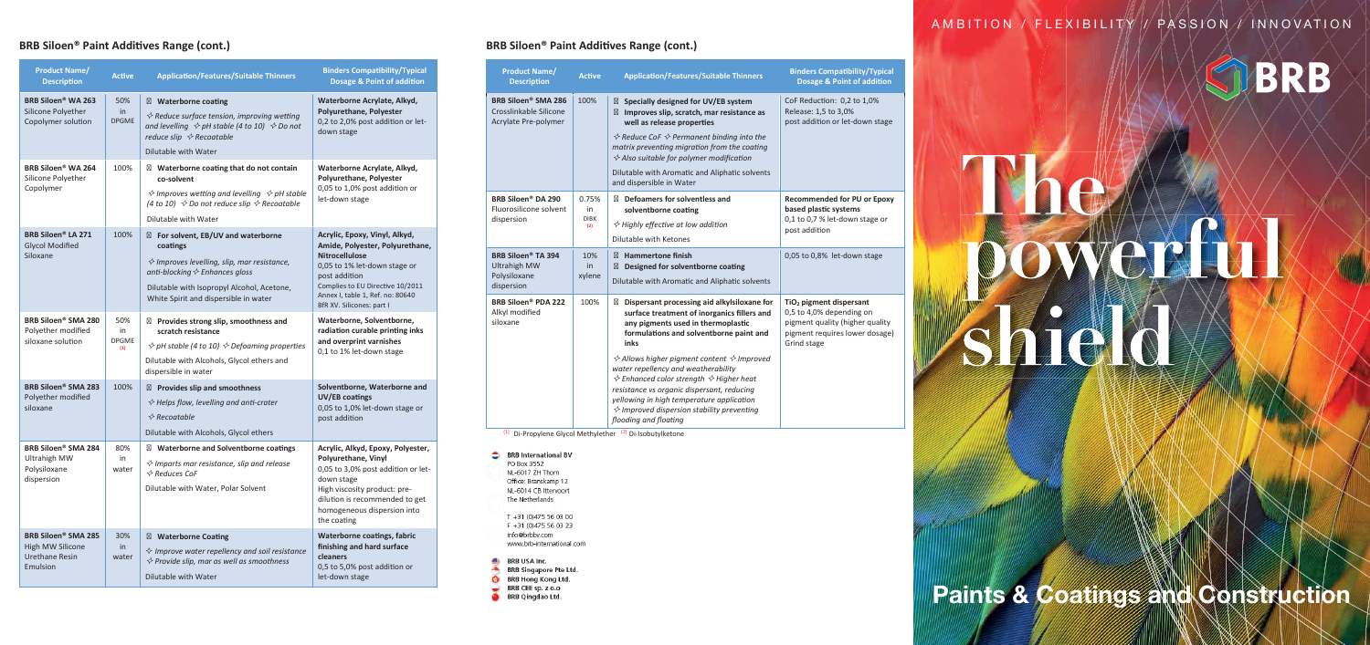## BRB Siloen® Paint Additives Range (cont.)

| Product Name/ Description | Active | Application/Features/Suitable Thinners | Binders Compatibility/Typical Dosage & Point of addition |
|---|---|---|---|
| **BRB Siloen® WA 263** Silicone Polyether Copolymer solution | 50% in DPGME | **Waterborne coating** *✧ Reduce surface tension, improving wetting and levelling ✧ pH stable (4 to 10) ✧ Do not reduce slip ✧ Recoatable* Dilutable with Water | **Waterborne Acrylate, Alkyd, Polyurethane, Polyester** 0,2 to 2,0% post addition or let-down stage |
| **BRB Siloen® WA 264** Silicone Polyether Copolymer | 100% | **Waterborne coating that do not contain co-solvent** *✧ Improves wetting and levelling ✧ pH stable (4 to 10) ✧ Do not reduce slip ✧ Recoatable* Dilutable with Water | **Waterborne Acrylate, Alkyd, Polyurethane, Polyester** 0,05 to 1,0% post addition or let-down stage |
| **BRB Siloen® LA 271** Glycol Modified Siloxane | 100% | **For solvent, EB/UV and waterborne coatings** *✧ Improves levelling, slip, mar resistance, anti-blocking ✧ Enhances gloss* Dilutable with Isopropyl Alcohol, Acetone, White Spirit and dispersible in water | **Acrylic, Epoxy, Vinyl, Alkyd, Amide, Polyester, Polyurethane, Nitrocellulose** 0,05 to 1% let-down stage or post addition Complies to EU Directive 10/2011 Annex I, table 1, Ref. no: 80640 BfR XV. Silicones: part I |
| **BRB Siloen® SMA 280** Polyether modified siloxane solution | 50% in DPGME [(1)] | **Provides strong slip, smoothness and scratch resistance** *✧ pH stable (4 to 10) ✧ Defoaming properties* Dilutable with Alcohols, Glycol ethers and dispersible in water | **Waterborne, Solventborne, radiation curable printing inks and overprint varnishes** 0,1 to 1% let-down stage |
| **BRB Siloen® SMA 283** Polyether modified siloxane | 100% | **Provides slip and smoothness** *✧ Helps flow, levelling and anti-crater ✧ Recoatable* Dilutable with Alcohols, Glycol ethers | **Solventborne, Waterborne and UV/EB coatings** 0,05 to 1,0% let-down stage or post addition |
| **BRB Siloen® SMA 284** Ultrahigh MW Polysiloxane dispersion | 80% in water | **Waterborne and Solventborne coatings** *✧ Imparts mar resistance, slip and release ✧ Reduces CoF* Dilutable with Water, Polar Solvent | **Acrylic, Alkyd, Epoxy, Polyester, Polyurethane, Vinyl** 0,05 to 3,0% post addition or let-down stage High viscosity product: pre-dilution is recommended to get homogeneous dispersion into the coating |
| **BRB Siloen® SMA 285** High MW Silicone Urethane Resin Emulsion | 30% in water | **Waterborne Coating** *✧ Improve water repellency and soil resistance ✧ Provide slip, mar as well as smoothness* Dilutable with Water | **Waterborne coatings, fabric finishing and hard surface cleaners** 0,5 to 5,0% post addition or let-down stage |

## BRB Siloen® Paint Additives Range (cont.)

| Product Name/ Description | Active | Application/Features/Suitable Thinners | Binders Compatibility/Typical Dosage & Point of addition |
|---|---|---|---|
| **BRB Siloen® SMA 286** Crosslinkable Silicone Acrylate Pre-polymer | 100% | **Specially designed for UV/EB system** **Improves slip, scratch, mar resistance as well as release properties** *✧ Reduce CoF ✧ Permanent binding into the matrix preventing migration from the coating ✧ Also suitable for polymer modification* Dilutable with Aromatic and Aliphatic solvents and dispersible in Water | CoF Reduction: 0,2 to 1,0% Release: 1,5 to 3,0% post addition or let-down stage |
| **BRB Siloen® DA 290** Fluorosilicone solvent dispersion | 0.75% in DIBK [(2)] | **Defoamers for solventless and solventborne coating** *✧ Highly effective at low addition* Dilutable with Ketones | **Recommended for PU or Epoxy based plastic systems** 0,1 to 0,7 % let-down stage or post addition |
| **BRB Siloen® TA 394** Ultrahigh MW Polysiloxane dispersion | 10% in xylene | **Hammertone finish** **Designed for solventborne coating** Dilutable with Aromatic and Aliphatic solvents | 0,05 to 0,8% let-down stage |
| **BRB Siloen® PDA 222** Alkyl modified siloxane | 100% | **Dispersant processing aid alkylsiloxane for surface treatment of inorganics fillers and any pigments used in thermoplastic formulations and solventborne paint and inks** *✧ Allows higher pigment content ✧ Improved water repellency and weatherability ✧ Enhanced color strength ✧ Higher heat resistance vs organic dispersant, reducing yellowing in high temperature application ✧ Improved dispersion stability preventing flooding and floating* | **$TiO_2$ pigment dispersant** 0,5 to 4,0% depending on pigment quality (higher quality pigment requires lower dosage) Grind stage |

[(1)] Di-Propylene Glycol Methylether [(2)] Di-Isobutylketone

**BRB International BV**
PO Box 3552
NL-6017 ZH Thorn
Office: Branskamp 12
NL-6014 CB Ittervoort
The Netherlands

T +31 (0)475 56 03 00
F +31 (0)475 56 03 23
info@brbbv.com
www.brb-international.com

**BRB USA Inc.**
**BRB Singapore Pte Ltd.**
**BRB Hong Kong Ltd.**
**BRB CEE sp. z o.o**
**BRB Qingdao Ltd.**

AMBITION / FLEXIBILITY / PASSION / INNOVATION

BRB

# The powerful shield

## Paints & Coatings and Construction